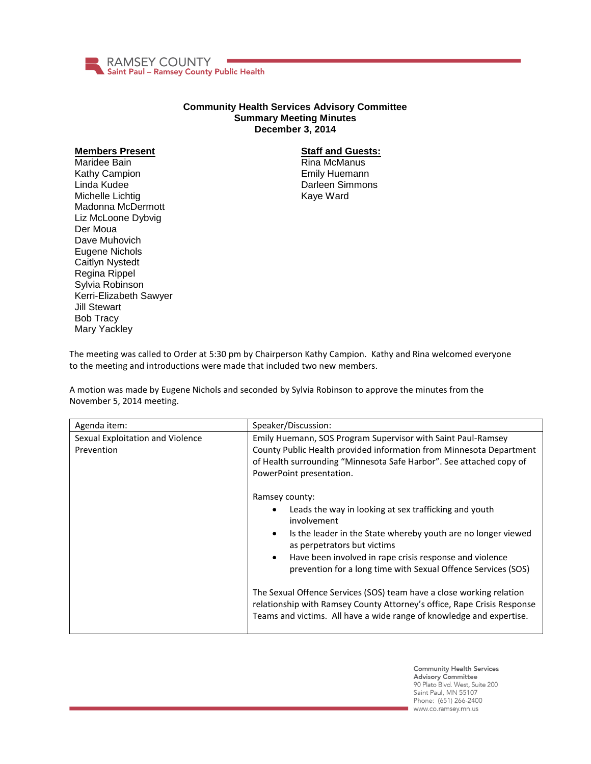RAMSEY COUNTY
Saint Paul – Ramsey County Public Health

# Community Health Services Advisory Committee
## Summary Meeting Minutes
## December 3, 2014

**Members Present**
Maridee Bain
Kathy Campion
Linda Kudee
Michelle Lichtig
Madonna McDermott
Liz McLoone Dybvig
Der Moua
Dave Muhovich
Eugene Nichols
Caitlyn Nystedt
Regina Rippel
Sylvia Robinson
Kerri-Elizabeth Sawyer
Jill Stewart
Bob Tracy
Mary Yackley

**Staff and Guests:**
Rina McManus
Emily Huemann
Darleen Simmons
Kaye Ward

The meeting was called to Order at 5:30 pm by Chairperson Kathy Campion. Kathy and Rina welcomed everyone to the meeting and introductions were made that included two new members.

A motion was made by Eugene Nichols and seconded by Sylvia Robinson to approve the minutes from the November 5, 2014 meeting.

| Agenda item: | Speaker/Discussion: |
|---|---|
| Sexual Exploitation and Violence Prevention | Emily Huemann, SOS Program Supervisor with Saint Paul-Ramsey County Public Health provided information from Minnesota Department of Health surrounding "Minnesota Safe Harbor". See attached copy of PowerPoint presentation.<br><br>Ramsey county:<br>• Leads the way in looking at sex trafficking and youth involvement<br>• Is the leader in the State whereby youth are no longer viewed as perpetrators but victims<br>• Have been involved in rape crisis response and violence prevention for a long time with Sexual Offence Services (SOS)<br><br>The Sexual Offence Services (SOS) team have a close working relation relationship with Ramsey County Attorney's office, Rape Crisis Response Teams and victims. All have a wide range of knowledge and expertise. |

Community Health Services Advisory Committee
90 Plato Blvd. West, Suite 200
Saint Paul, MN 55107
Phone: (651) 266-2400
www.co.ramsey.mn.us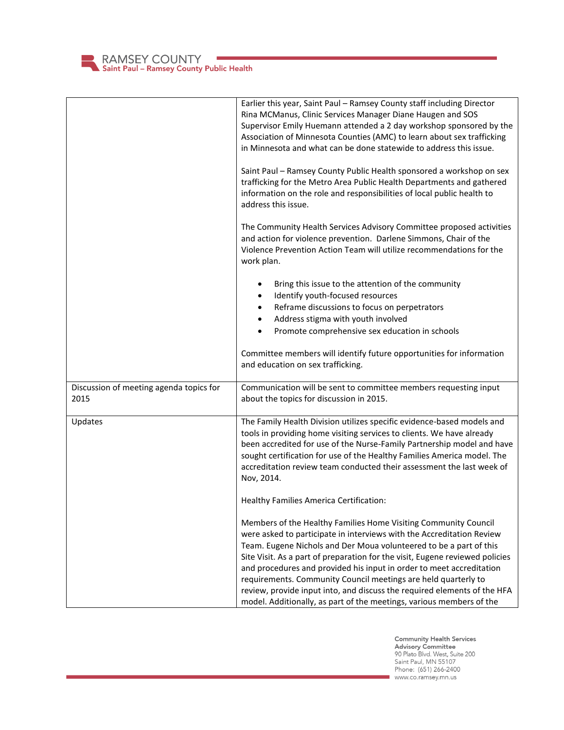| | |
|---|---|
| | Earlier this year, Saint Paul – Ramsey County staff including Director Rina MCManus, Clinic Services Manager Diane Haugen and SOS Supervisor Emily Huemann attended a 2 day workshop sponsored by the Association of Minnesota Counties (AMC) to learn about sex trafficking in Minnesota and what can be done statewide to address this issue.<br><br>Saint Paul – Ramsey County Public Health sponsored a workshop on sex trafficking for the Metro Area Public Health Departments and gathered information on the role and responsibilities of local public health to address this issue.<br><br>The Community Health Services Advisory Committee proposed activities and action for violence prevention. Darlene Simmons, Chair of the Violence Prevention Action Team will utilize recommendations for the work plan.<br><br>• Bring this issue to the attention of the community<br>• Identify youth-focused resources<br>• Reframe discussions to focus on perpetrators<br>• Address stigma with youth involved<br>• Promote comprehensive sex education in schools<br><br>Committee members will identify future opportunities for information and education on sex trafficking. |
| Discussion of meeting agenda topics for 2015 | Communication will be sent to committee members requesting input about the topics for discussion in 2015. |
| Updates | The Family Health Division utilizes specific evidence-based models and tools in providing home visiting services to clients. We have already been accredited for use of the Nurse-Family Partnership model and have sought certification for use of the Healthy Families America model. The accreditation review team conducted their assessment the last week of Nov, 2014.<br><br>Healthy Families America Certification:<br><br>Members of the Healthy Families Home Visiting Community Council were asked to participate in interviews with the Accreditation Review Team. Eugene Nichols and Der Moua volunteered to be a part of this Site Visit. As a part of preparation for the visit, Eugene reviewed policies and procedures and provided his input in order to meet accreditation requirements. Community Council meetings are held quarterly to review, provide input into, and discuss the required elements of the HFA model. Additionally, as part of the meetings, various members of the |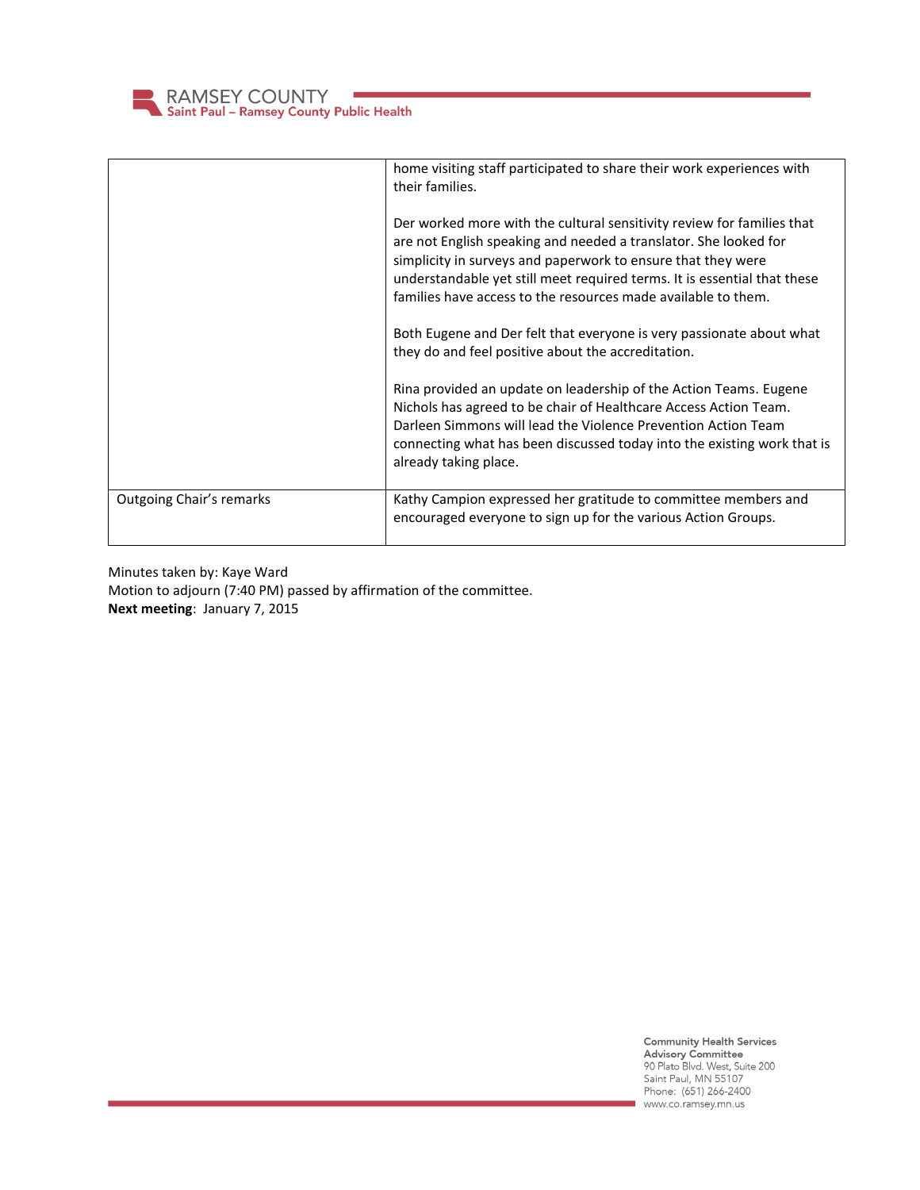| | |
|---|---|
| | home visiting staff participated to share their work experiences with their families.<br><br>Der worked more with the cultural sensitivity review for families that are not English speaking and needed a translator. She looked for simplicity in surveys and paperwork to ensure that they were understandable yet still meet required terms. It is essential that these families have access to the resources made available to them.<br><br>Both Eugene and Der felt that everyone is very passionate about what they do and feel positive about the accreditation.<br><br>Rina provided an update on leadership of the Action Teams. Eugene Nichols has agreed to be chair of Healthcare Access Action Team. Darleen Simmons will lead the Violence Prevention Action Team connecting what has been discussed today into the existing work that is already taking place. |
| Outgoing Chair's remarks | Kathy Campion expressed her gratitude to committee members and encouraged everyone to sign up for the various Action Groups. |

Minutes taken by: Kaye Ward
Motion to adjourn (7:40 PM) passed by affirmation of the committee.
**Next meeting**: January 7, 2015